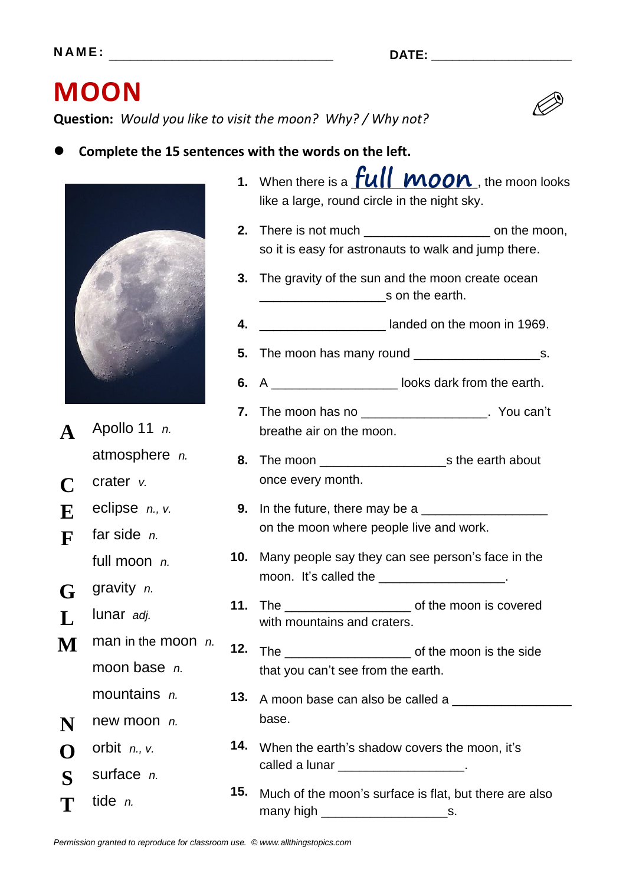NAME: ______________________________ DATE: ____________________

# MOON

**Question:** *Would you like to visit the moon? Why? / Why not?*

- **Complete the 15 sentences with the words on the left.**

**A** Apollo 11 *n.*
atmosphere *n.*
**C** crater *v.*
**E** eclipse *n., v.*
**F** far side *n.*
full moon *n.*
**G** gravity *n.*
**L** lunar *adj.*
**M** man in the moon *n.*
moon base *n.*
mountains *n.*
**N** new moon *n.*
**O** orbit *n., v.*
**S** surface *n.*
**T** tide *n.*

1. When there is a full moon, the moon looks like a large, round circle in the night sky.
2. There is not much __________________ on the moon, so it is easy for astronauts to walk and jump there.
3. The gravity of the sun and the moon create ocean __________________s on the earth.
4. __________________ landed on the moon in 1969.
5. The moon has many round __________________s.
6. A __________________ looks dark from the earth.
7. The moon has no __________________. You can't breathe air on the moon.
8. The moon __________________s the earth about once every month.
9. In the future, there may be a __________________ on the moon where people live and work.
10. Many people say they can see person's face in the moon. It's called the __________________.
11. The __________________ of the moon is covered with mountains and craters.
12. The __________________ of the moon is the side that you can't see from the earth.
13. A moon base can also be called a __________________ base.
14. When the earth's shadow covers the moon, it's called a lunar __________________.
15. Much of the moon's surface is flat, but there are also many high __________________s.

*Permission granted to reproduce for classroom use. © www.allthingstopics.com*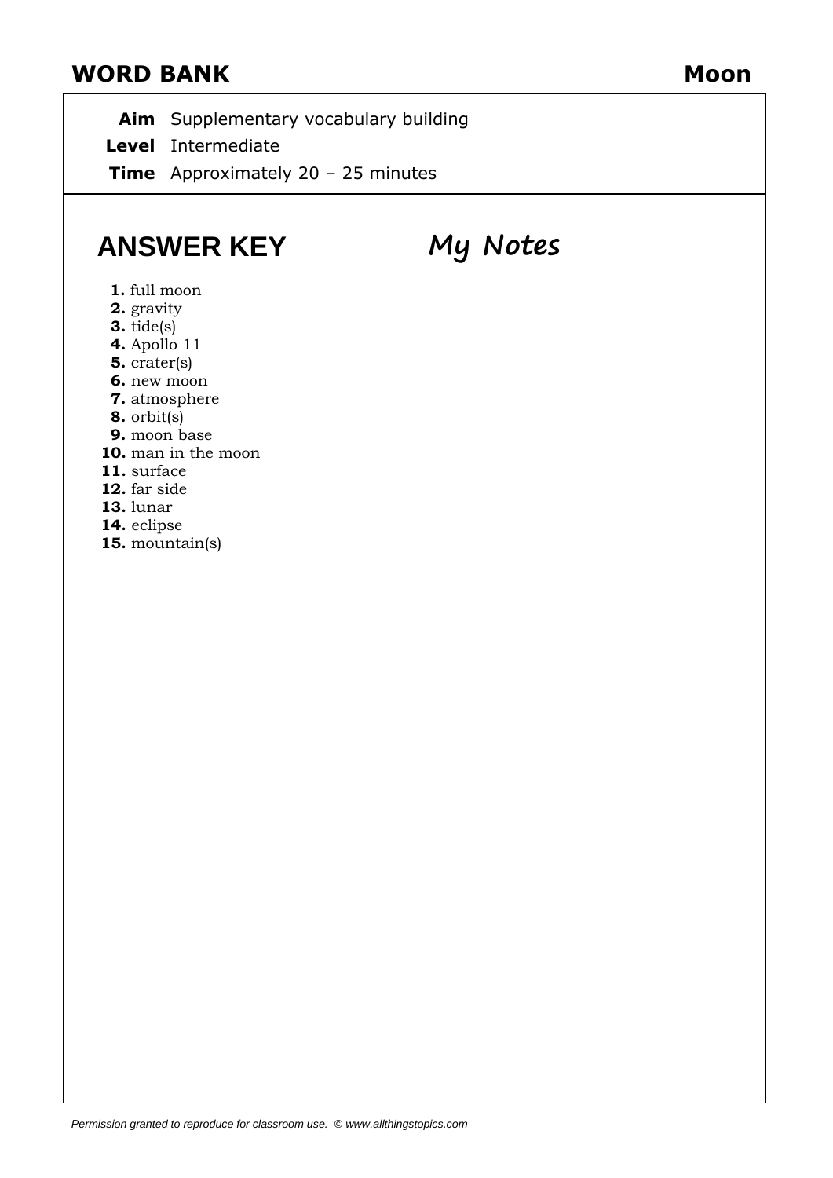## WORD BANK

**Moon**

**Aim** Supplementary vocabulary building

**Level** Intermediate

**Time** Approximately 20 – 25 minutes

## ANSWER KEY

*My Notes*

1. full moon
2. gravity
3. tide(s)
4. Apollo 11
5. crater(s)
6. new moon
7. atmosphere
8. orbit(s)
9. moon base
10. man in the moon
11. surface
12. far side
13. lunar
14. eclipse
15. mountain(s)

*Permission granted to reproduce for classroom use. © www.allthingstopics.com*